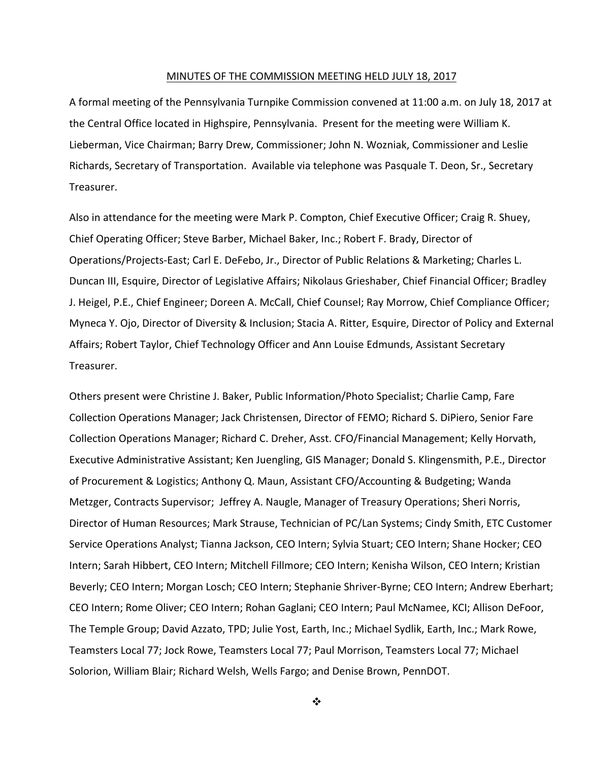MINUTES OF THE COMMISSION MEETING HELD JULY 18, 2017

A formal meeting of the Pennsylvania Turnpike Commission convened at 11:00 a.m. on July 18, 2017 at the Central Office located in Highspire, Pennsylvania. Present for the meeting were William K. Lieberman, Vice Chairman; Barry Drew, Commissioner; John N. Wozniak, Commissioner and Leslie Richards, Secretary of Transportation. Available via telephone was Pasquale T. Deon, Sr., Secretary Treasurer.

Also in attendance for the meeting were Mark P. Compton, Chief Executive Officer; Craig R. Shuey, Chief Operating Officer; Steve Barber, Michael Baker, Inc.; Robert F. Brady, Director of Operations/Projects-East; Carl E. DeFebo, Jr., Director of Public Relations & Marketing; Charles L. Duncan III, Esquire, Director of Legislative Affairs; Nikolaus Grieshaber, Chief Financial Officer; Bradley J. Heigel, P.E., Chief Engineer; Doreen A. McCall, Chief Counsel; Ray Morrow, Chief Compliance Officer; Myneca Y. Ojo, Director of Diversity & Inclusion; Stacia A. Ritter, Esquire, Director of Policy and External Affairs; Robert Taylor, Chief Technology Officer and Ann Louise Edmunds, Assistant Secretary Treasurer.

Others present were Christine J. Baker, Public Information/Photo Specialist; Charlie Camp, Fare Collection Operations Manager; Jack Christensen, Director of FEMO; Richard S. DiPiero, Senior Fare Collection Operations Manager; Richard C. Dreher, Asst. CFO/Financial Management; Kelly Horvath, Executive Administrative Assistant; Ken Juengling, GIS Manager; Donald S. Klingensmith, P.E., Director of Procurement & Logistics; Anthony Q. Maun, Assistant CFO/Accounting & Budgeting; Wanda Metzger, Contracts Supervisor; Jeffrey A. Naugle, Manager of Treasury Operations; Sheri Norris, Director of Human Resources; Mark Strause, Technician of PC/Lan Systems; Cindy Smith, ETC Customer Service Operations Analyst; Tianna Jackson, CEO Intern; Sylvia Stuart; CEO Intern; Shane Hocker; CEO Intern; Sarah Hibbert, CEO Intern; Mitchell Fillmore; CEO Intern; Kenisha Wilson, CEO Intern; Kristian Beverly; CEO Intern; Morgan Losch; CEO Intern; Stephanie Shriver-Byrne; CEO Intern; Andrew Eberhart; CEO Intern; Rome Oliver; CEO Intern; Rohan Gaglani; CEO Intern; Paul McNamee, KCI; Allison DeFoor, The Temple Group; David Azzato, TPD; Julie Yost, Earth, Inc.; Michael Sydlik, Earth, Inc.; Mark Rowe, Teamsters Local 77; Jock Rowe, Teamsters Local 77; Paul Morrison, Teamsters Local 77; Michael Solorion, William Blair; Richard Welsh, Wells Fargo; and Denise Brown, PennDOT.

❖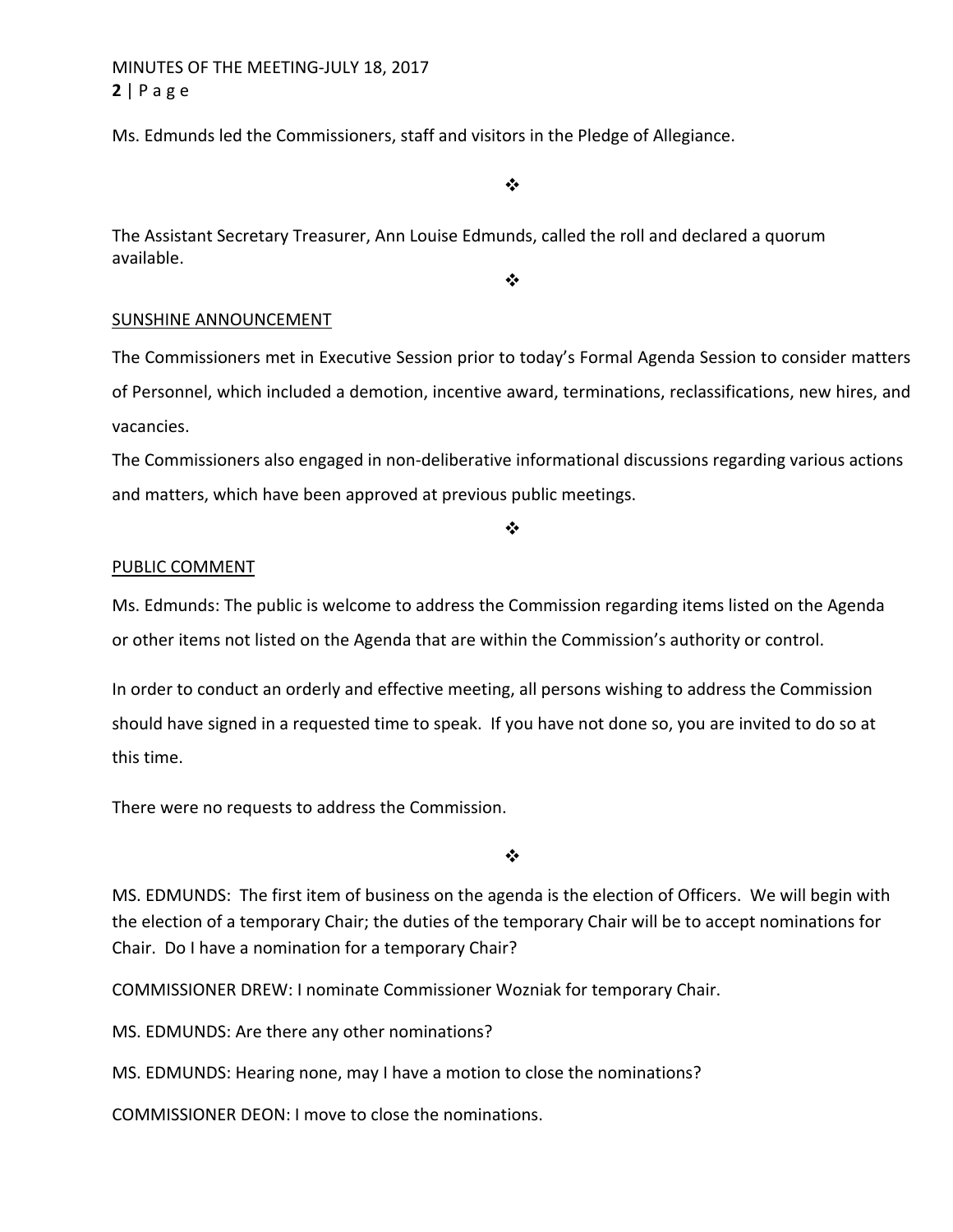Ms. Edmunds led the Commissioners, staff and visitors in the Pledge of Allegiance.

❖

The Assistant Secretary Treasurer, Ann Louise Edmunds, called the roll and declared a quorum available.

❖

SUNSHINE ANNOUNCEMENT

The Commissioners met in Executive Session prior to today's Formal Agenda Session to consider matters of Personnel, which included a demotion, incentive award, terminations, reclassifications, new hires, and vacancies.

The Commissioners also engaged in non-deliberative informational discussions regarding various actions and matters, which have been approved at previous public meetings.

❖

PUBLIC COMMENT

Ms. Edmunds: The public is welcome to address the Commission regarding items listed on the Agenda or other items not listed on the Agenda that are within the Commission's authority or control.

In order to conduct an orderly and effective meeting, all persons wishing to address the Commission should have signed in a requested time to speak. If you have not done so, you are invited to do so at this time.

There were no requests to address the Commission.

❖

MS. EDMUNDS: The first item of business on the agenda is the election of Officers. We will begin with the election of a temporary Chair; the duties of the temporary Chair will be to accept nominations for Chair. Do I have a nomination for a temporary Chair?

COMMISSIONER DREW: I nominate Commissioner Wozniak for temporary Chair.

MS. EDMUNDS: Are there any other nominations?

MS. EDMUNDS: Hearing none, may I have a motion to close the nominations?

COMMISSIONER DEON: I move to close the nominations.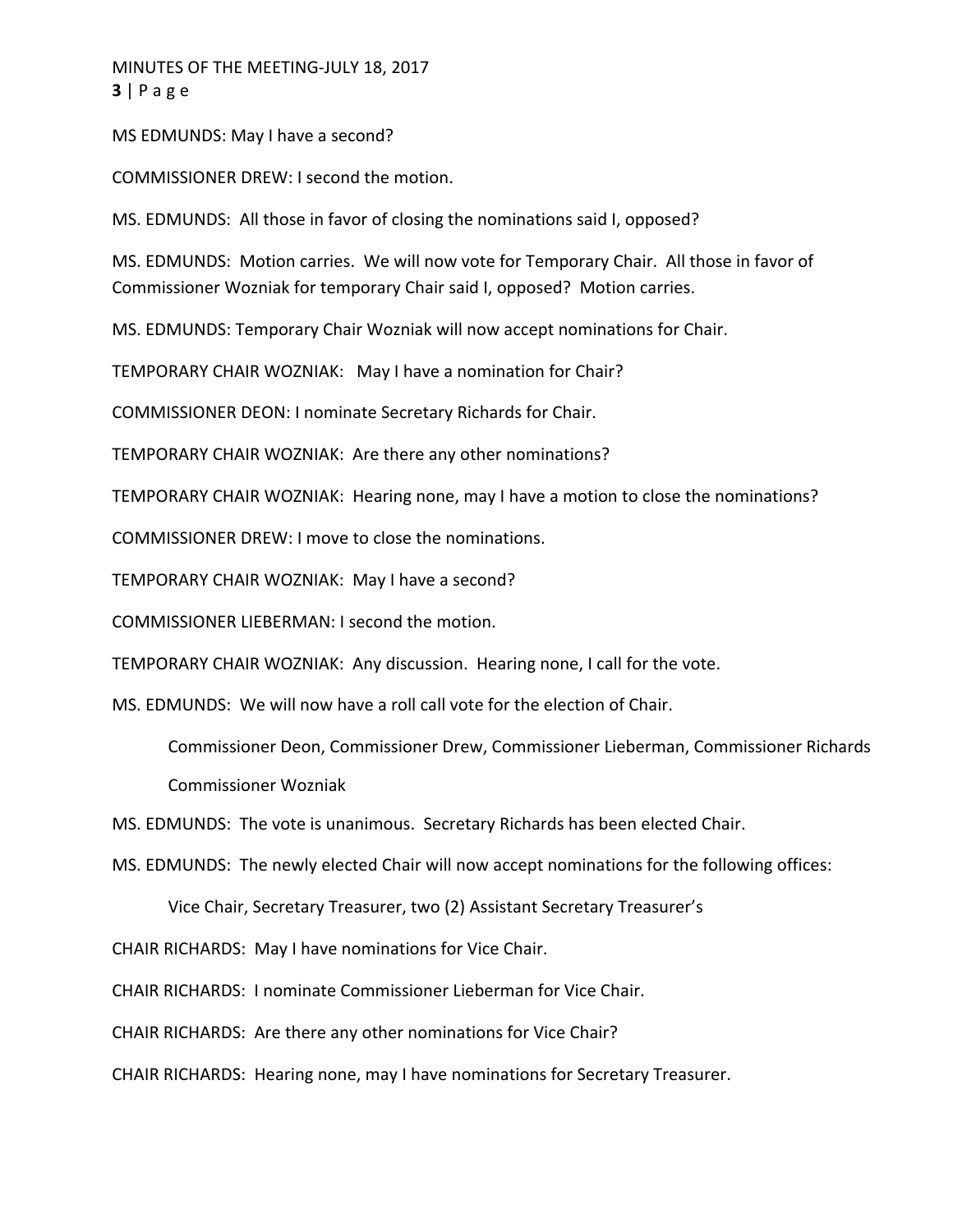MS EDMUNDS: May I have a second?

COMMISSIONER DREW: I second the motion.

MS. EDMUNDS: All those in favor of closing the nominations said I, opposed?

MS. EDMUNDS: Motion carries. We will now vote for Temporary Chair. All those in favor of Commissioner Wozniak for temporary Chair said I, opposed? Motion carries.

MS. EDMUNDS: Temporary Chair Wozniak will now accept nominations for Chair.

TEMPORARY CHAIR WOZNIAK: May I have a nomination for Chair?

COMMISSIONER DEON: I nominate Secretary Richards for Chair.

TEMPORARY CHAIR WOZNIAK: Are there any other nominations?

TEMPORARY CHAIR WOZNIAK: Hearing none, may I have a motion to close the nominations?

COMMISSIONER DREW: I move to close the nominations.

TEMPORARY CHAIR WOZNIAK: May I have a second?

COMMISSIONER LIEBERMAN: I second the motion.

TEMPORARY CHAIR WOZNIAK: Any discussion. Hearing none, I call for the vote.

MS. EDMUNDS: We will now have a roll call vote for the election of Chair.

> Commissioner Deon, Commissioner Drew, Commissioner Lieberman, Commissioner Richards
>
> Commissioner Wozniak

MS. EDMUNDS: The vote is unanimous. Secretary Richards has been elected Chair.

MS. EDMUNDS: The newly elected Chair will now accept nominations for the following offices:

> Vice Chair, Secretary Treasurer, two (2) Assistant Secretary Treasurer's

CHAIR RICHARDS: May I have nominations for Vice Chair.

CHAIR RICHARDS: I nominate Commissioner Lieberman for Vice Chair.

CHAIR RICHARDS: Are there any other nominations for Vice Chair?

CHAIR RICHARDS: Hearing none, may I have nominations for Secretary Treasurer.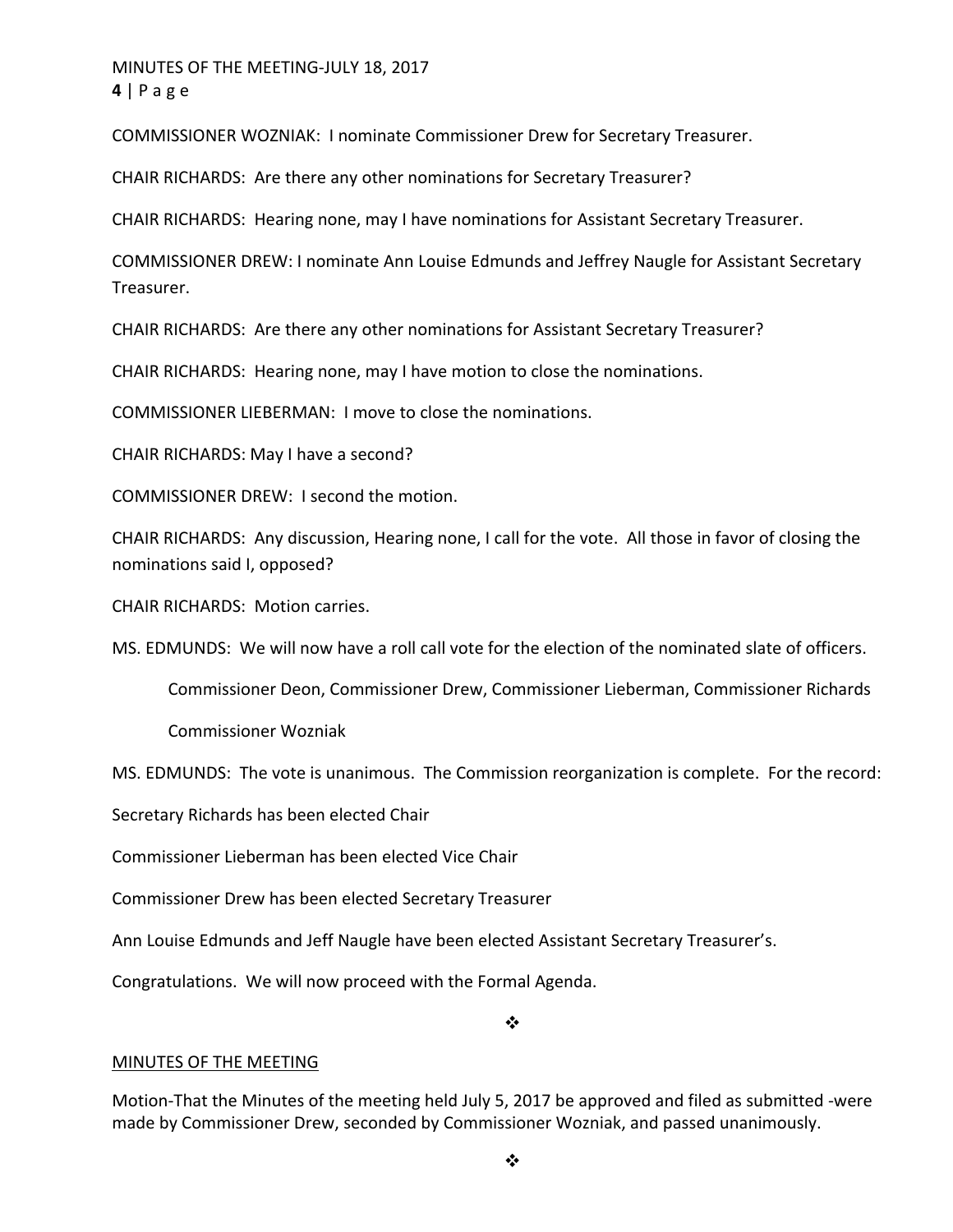COMMISSIONER WOZNIAK: I nominate Commissioner Drew for Secretary Treasurer.

CHAIR RICHARDS: Are there any other nominations for Secretary Treasurer?

CHAIR RICHARDS: Hearing none, may I have nominations for Assistant Secretary Treasurer.

COMMISSIONER DREW: I nominate Ann Louise Edmunds and Jeffrey Naugle for Assistant Secretary Treasurer.

CHAIR RICHARDS: Are there any other nominations for Assistant Secretary Treasurer?

CHAIR RICHARDS: Hearing none, may I have motion to close the nominations.

COMMISSIONER LIEBERMAN: I move to close the nominations.

CHAIR RICHARDS: May I have a second?

COMMISSIONER DREW: I second the motion.

CHAIR RICHARDS: Any discussion, Hearing none, I call for the vote. All those in favor of closing the nominations said I, opposed?

CHAIR RICHARDS: Motion carries.

MS. EDMUNDS: We will now have a roll call vote for the election of the nominated slate of officers.

> Commissioner Deon, Commissioner Drew, Commissioner Lieberman, Commissioner Richards
>
> Commissioner Wozniak

MS. EDMUNDS: The vote is unanimous. The Commission reorganization is complete. For the record:

Secretary Richards has been elected Chair

Commissioner Lieberman has been elected Vice Chair

Commissioner Drew has been elected Secretary Treasurer

Ann Louise Edmunds and Jeff Naugle have been elected Assistant Secretary Treasurer's.

Congratulations. We will now proceed with the Formal Agenda.

❖

MINUTES OF THE MEETING

Motion-That the Minutes of the meeting held July 5, 2017 be approved and filed as submitted -were made by Commissioner Drew, seconded by Commissioner Wozniak, and passed unanimously.

❖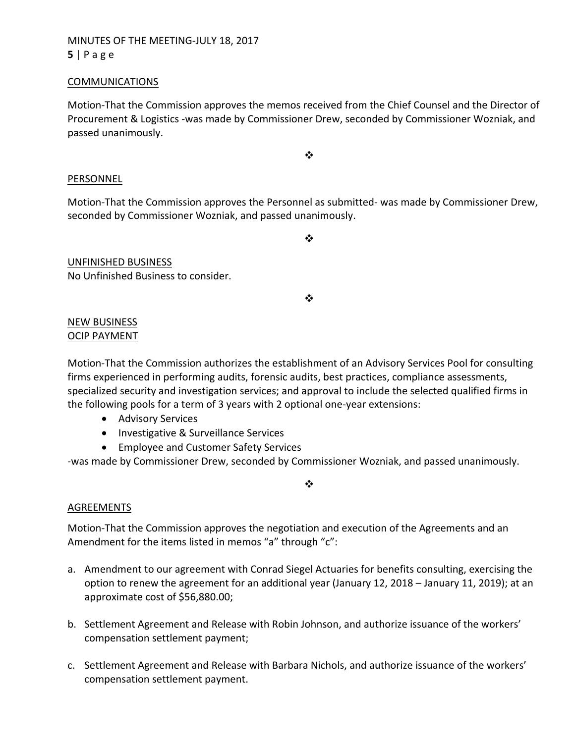COMMUNICATIONS

Motion-That the Commission approves the memos received from the Chief Counsel and the Director of Procurement & Logistics -was made by Commissioner Drew, seconded by Commissioner Wozniak, and passed unanimously.

❖

PERSONNEL

Motion-That the Commission approves the Personnel as submitted- was made by Commissioner Drew, seconded by Commissioner Wozniak, and passed unanimously.

❖

UNFINISHED BUSINESS
No Unfinished Business to consider.

❖

NEW BUSINESS
OCIP PAYMENT

Motion-That the Commission authorizes the establishment of an Advisory Services Pool for consulting firms experienced in performing audits, forensic audits, best practices, compliance assessments, specialized security and investigation services; and approval to include the selected qualified firms in the following pools for a term of 3 years with 2 optional one-year extensions:

- Advisory Services
- Investigative & Surveillance Services
- Employee and Customer Safety Services

-was made by Commissioner Drew, seconded by Commissioner Wozniak, and passed unanimously.

❖

AGREEMENTS

Motion-That the Commission approves the negotiation and execution of the Agreements and an Amendment for the items listed in memos "a" through "c":

a. Amendment to our agreement with Conrad Siegel Actuaries for benefits consulting, exercising the option to renew the agreement for an additional year (January 12, 2018 – January 11, 2019); at an approximate cost of $56,880.00;

b. Settlement Agreement and Release with Robin Johnson, and authorize issuance of the workers' compensation settlement payment;

c. Settlement Agreement and Release with Barbara Nichols, and authorize issuance of the workers' compensation settlement payment.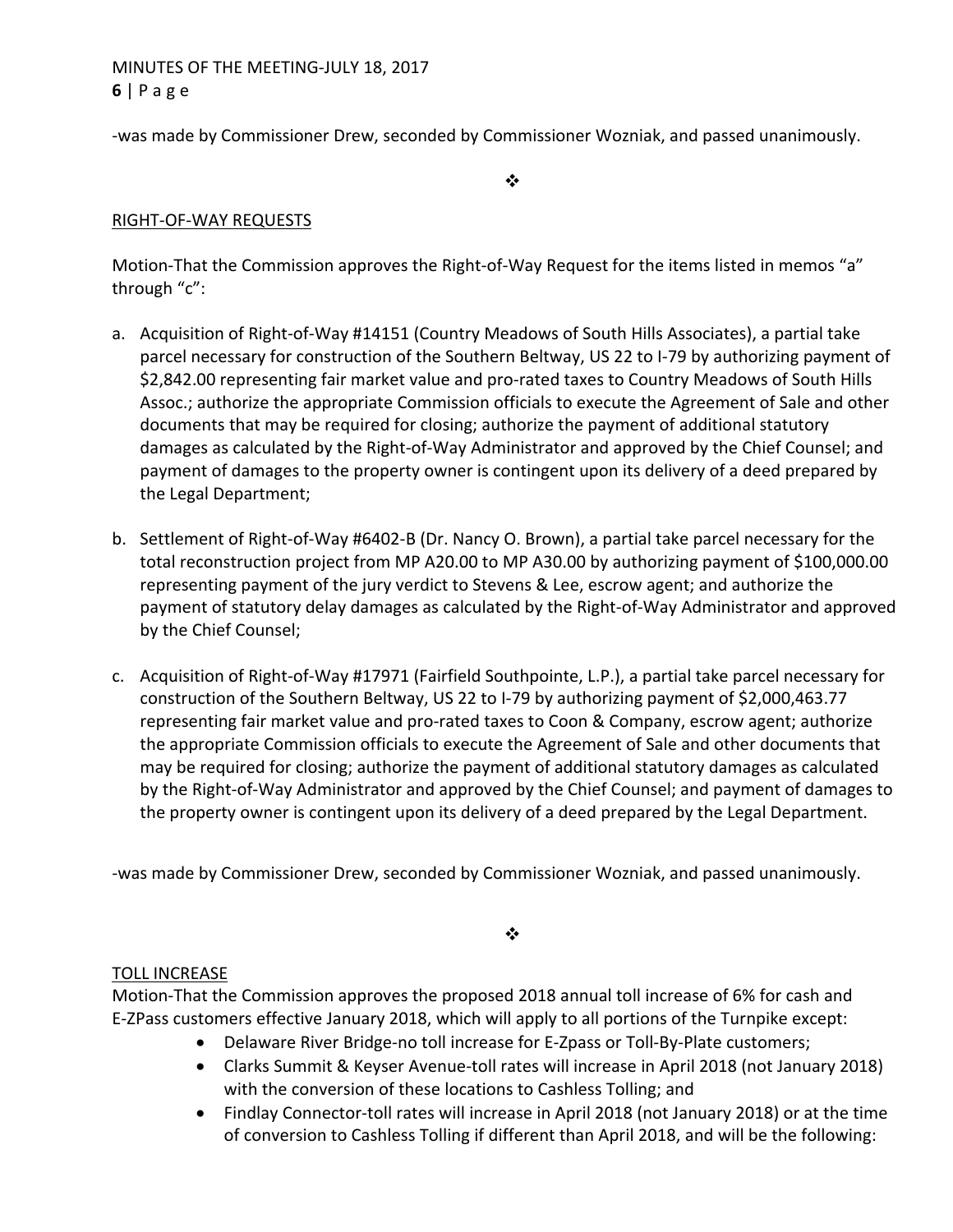-was made by Commissioner Drew, seconded by Commissioner Wozniak, and passed unanimously.

❖

RIGHT-OF-WAY REQUESTS

Motion-That the Commission approves the Right-of-Way Request for the items listed in memos "a" through "c":

a. Acquisition of Right-of-Way #14151 (Country Meadows of South Hills Associates), a partial take parcel necessary for construction of the Southern Beltway, US 22 to I-79 by authorizing payment of $2,842.00 representing fair market value and pro-rated taxes to Country Meadows of South Hills Assoc.; authorize the appropriate Commission officials to execute the Agreement of Sale and other documents that may be required for closing; authorize the payment of additional statutory damages as calculated by the Right-of-Way Administrator and approved by the Chief Counsel; and payment of damages to the property owner is contingent upon its delivery of a deed prepared by the Legal Department;

b. Settlement of Right-of-Way #6402-B (Dr. Nancy O. Brown), a partial take parcel necessary for the total reconstruction project from MP A20.00 to MP A30.00 by authorizing payment of $100,000.00 representing payment of the jury verdict to Stevens & Lee, escrow agent; and authorize the payment of statutory delay damages as calculated by the Right-of-Way Administrator and approved by the Chief Counsel;

c. Acquisition of Right-of-Way #17971 (Fairfield Southpointe, L.P.), a partial take parcel necessary for construction of the Southern Beltway, US 22 to I-79 by authorizing payment of $2,000,463.77 representing fair market value and pro-rated taxes to Coon & Company, escrow agent; authorize the appropriate Commission officials to execute the Agreement of Sale and other documents that may be required for closing; authorize the payment of additional statutory damages as calculated by the Right-of-Way Administrator and approved by the Chief Counsel; and payment of damages to the property owner is contingent upon its delivery of a deed prepared by the Legal Department.

-was made by Commissioner Drew, seconded by Commissioner Wozniak, and passed unanimously.

❖

TOLL INCREASE

Motion-That the Commission approves the proposed 2018 annual toll increase of 6% for cash and E-ZPass customers effective January 2018, which will apply to all portions of the Turnpike except:

- Delaware River Bridge-no toll increase for E-Zpass or Toll-By-Plate customers;
- Clarks Summit & Keyser Avenue-toll rates will increase in April 2018 (not January 2018) with the conversion of these locations to Cashless Tolling; and
- Findlay Connector-toll rates will increase in April 2018 (not January 2018) or at the time of conversion to Cashless Tolling if different than April 2018, and will be the following: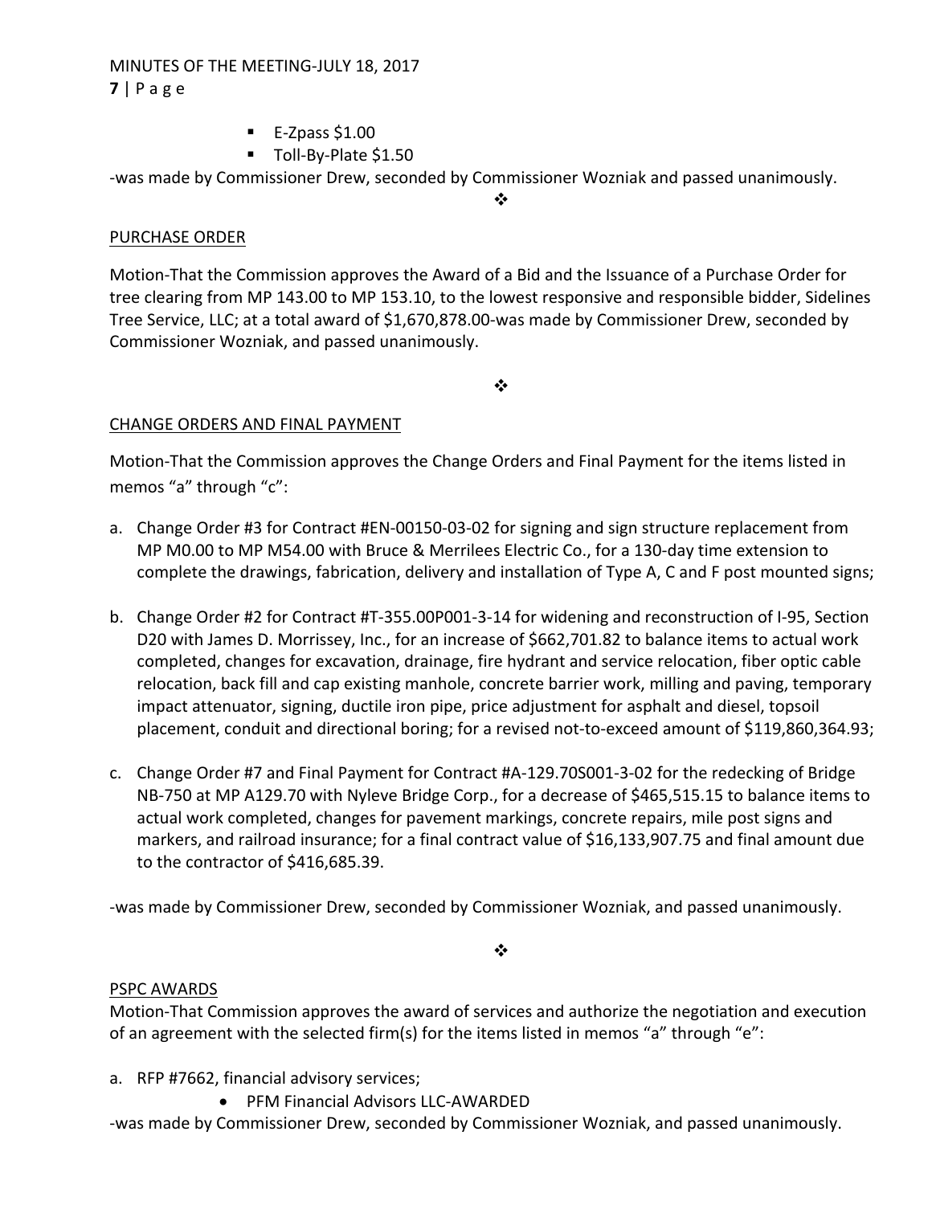- E-Zpass $1.00
- Toll-By-Plate $1.50

-was made by Commissioner Drew, seconded by Commissioner Wozniak and passed unanimously.

❖

PURCHASE ORDER

Motion-That the Commission approves the Award of a Bid and the Issuance of a Purchase Order for tree clearing from MP 143.00 to MP 153.10, to the lowest responsive and responsible bidder, Sidelines Tree Service, LLC; at a total award of $1,670,878.00-was made by Commissioner Drew, seconded by Commissioner Wozniak, and passed unanimously.

❖

CHANGE ORDERS AND FINAL PAYMENT

Motion-That the Commission approves the Change Orders and Final Payment for the items listed in memos "a" through "c":

a. Change Order #3 for Contract #EN-00150-03-02 for signing and sign structure replacement from MP M0.00 to MP M54.00 with Bruce & Merrilees Electric Co., for a 130-day time extension to complete the drawings, fabrication, delivery and installation of Type A, C and F post mounted signs;

b. Change Order #2 for Contract #T-355.00P001-3-14 for widening and reconstruction of I-95, Section D20 with James D. Morrissey, Inc., for an increase of $662,701.82 to balance items to actual work completed, changes for excavation, drainage, fire hydrant and service relocation, fiber optic cable relocation, back fill and cap existing manhole, concrete barrier work, milling and paving, temporary impact attenuator, signing, ductile iron pipe, price adjustment for asphalt and diesel, topsoil placement, conduit and directional boring; for a revised not-to-exceed amount of $119,860,364.93;

c. Change Order #7 and Final Payment for Contract #A-129.70S001-3-02 for the redecking of Bridge NB-750 at MP A129.70 with Nyleve Bridge Corp., for a decrease of $465,515.15 to balance items to actual work completed, changes for pavement markings, concrete repairs, mile post signs and markers, and railroad insurance; for a final contract value of $16,133,907.75 and final amount due to the contractor of $416,685.39.

-was made by Commissioner Drew, seconded by Commissioner Wozniak, and passed unanimously.

❖

PSPC AWARDS

Motion-That Commission approves the award of services and authorize the negotiation and execution of an agreement with the selected firm(s) for the items listed in memos "a" through "e":

a. RFP #7662, financial advisory services;
   - PFM Financial Advisors LLC-AWARDED

-was made by Commissioner Drew, seconded by Commissioner Wozniak, and passed unanimously.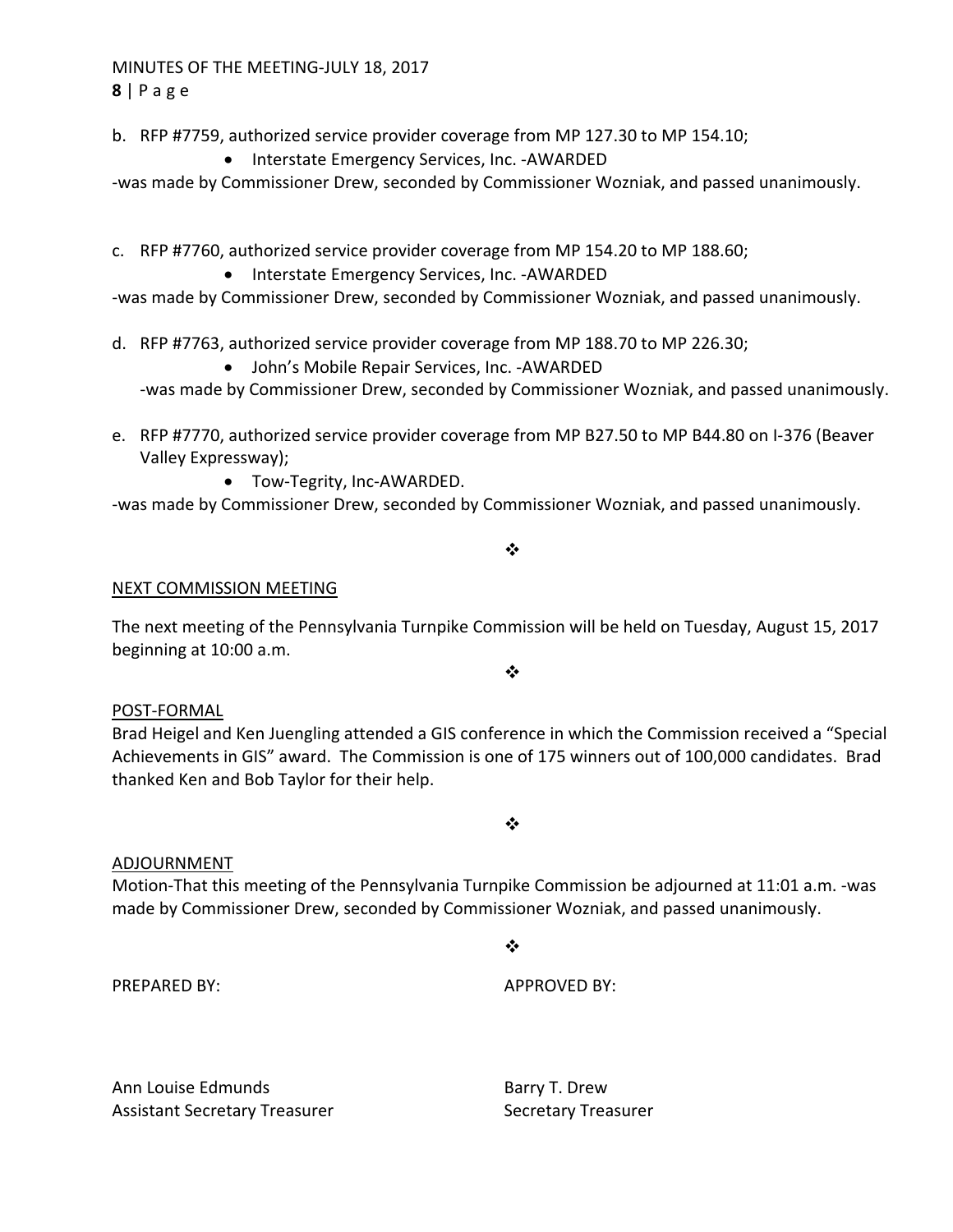b. RFP #7759, authorized service provider coverage from MP 127.30 to MP 154.10;
   - Interstate Emergency Services, Inc. -AWARDED

-was made by Commissioner Drew, seconded by Commissioner Wozniak, and passed unanimously.

c. RFP #7760, authorized service provider coverage from MP 154.20 to MP 188.60;
   - Interstate Emergency Services, Inc. -AWARDED

-was made by Commissioner Drew, seconded by Commissioner Wozniak, and passed unanimously.

d. RFP #7763, authorized service provider coverage from MP 188.70 to MP 226.30;
   - John's Mobile Repair Services, Inc. -AWARDED

   -was made by Commissioner Drew, seconded by Commissioner Wozniak, and passed unanimously.

e. RFP #7770, authorized service provider coverage from MP B27.50 to MP B44.80 on I-376 (Beaver Valley Expressway);
   - Tow-Tegrity, Inc-AWARDED.

-was made by Commissioner Drew, seconded by Commissioner Wozniak, and passed unanimously.

❖

## NEXT COMMISSION MEETING

The next meeting of the Pennsylvania Turnpike Commission will be held on Tuesday, August 15, 2017 beginning at 10:00 a.m.

❖

## POST-FORMAL

Brad Heigel and Ken Juengling attended a GIS conference in which the Commission received a "Special Achievements in GIS" award. The Commission is one of 175 winners out of 100,000 candidates. Brad thanked Ken and Bob Taylor for their help.

❖

## ADJOURNMENT

Motion-That this meeting of the Pennsylvania Turnpike Commission be adjourned at 11:01 a.m. -was made by Commissioner Drew, seconded by Commissioner Wozniak, and passed unanimously.

❖

| PREPARED BY: | APPROVED BY: |
| --- | --- |
| Ann Louise Edmunds | Barry T. Drew |
| Assistant Secretary Treasurer | Secretary Treasurer |